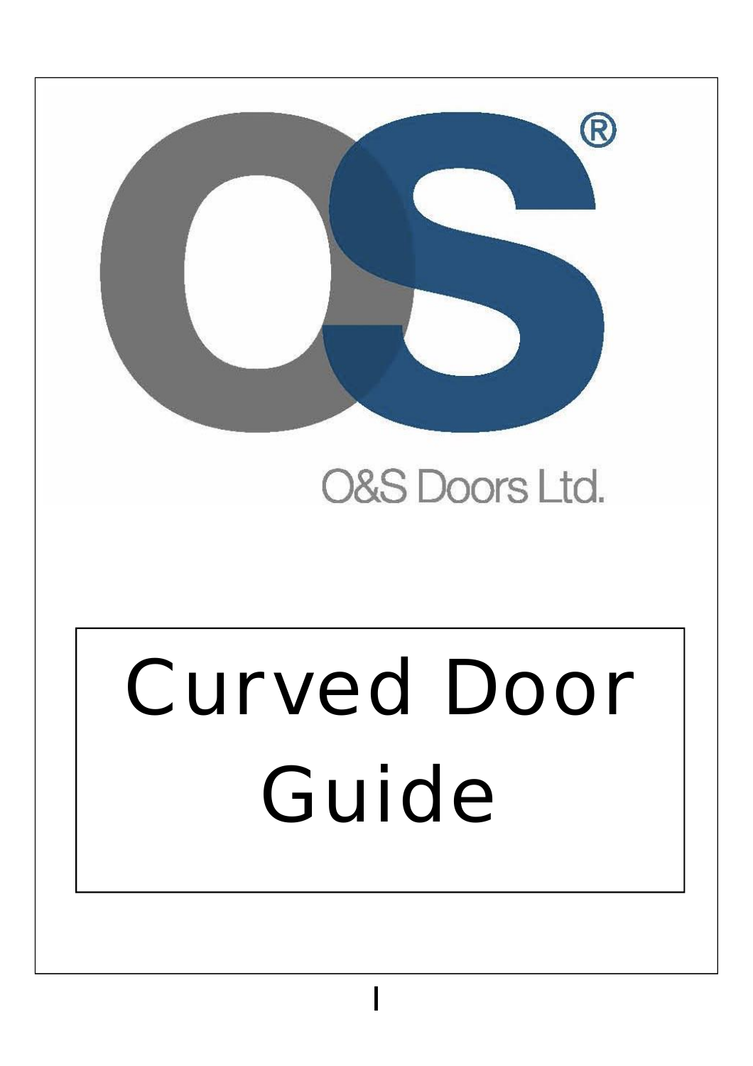O&S Doors Ltd.

# Curved Door Guide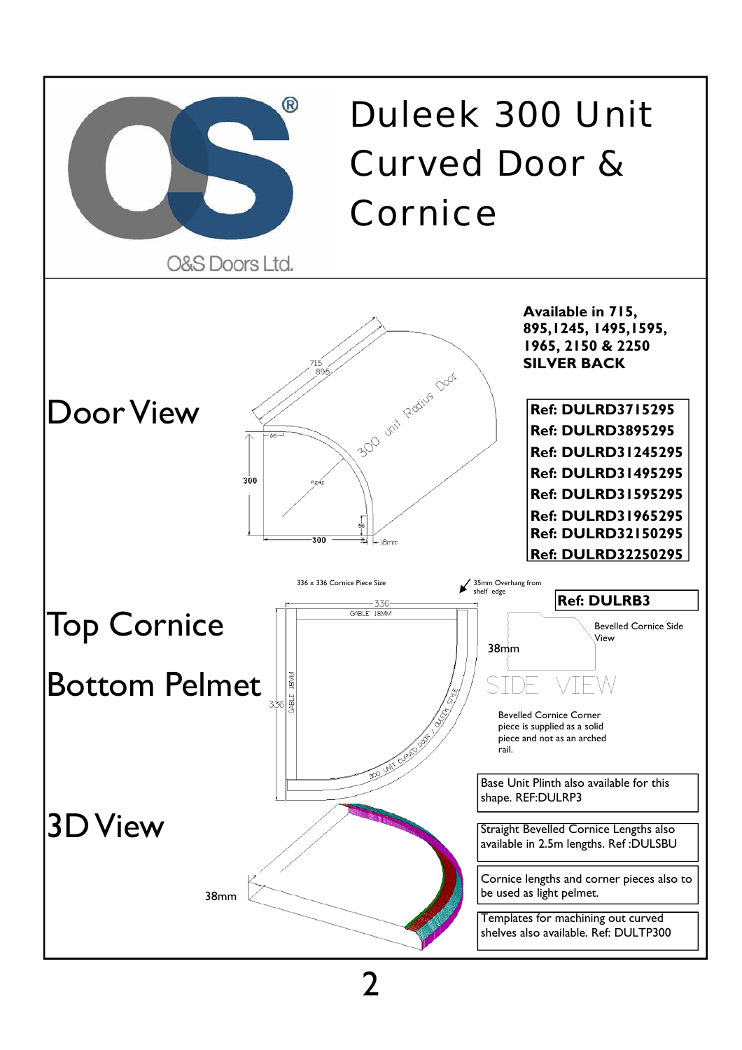# Duleek 300 Unit Curved Door & Cornice

O&S Doors Ltd.

## Door View

**Available in 715, 895,1245, 1495,1595, 1965, 2150 & 2250 SILVER BACK**

**Ref: DULRD3715295**
**Ref: DULRD3895295**
**Ref: DULRD31245295**
**Ref: DULRD31495295**
**Ref: DULRD31595295**
**Ref: DULRD31965295**
**Ref: DULRD32150295**
**Ref: DULRD32250295**

715
895
300 unit Radius Door
300
R242
300
18mm

## Top Cornice

## Bottom Pelmet

336 x 336 Cornice Piece Size

35mm Overhang from shelf edge

336
GABLE 18MM
300 UNIT CURVED DOOR / DULEEK STYLE

**Ref: DULRB3**

Bevelled Cornice Side View

38mm

SIDE VIEW

Bevelled Cornice Corner piece is supplied as a solid piece and not as an arched rail.

Base Unit Plinth also available for this shape. REF:DULRP3

## 3D View

38mm

Straight Bevelled Cornice Lengths also available in 2.5m lengths. Ref :DULSBU

Cornice lengths and corner pieces also to be used as light pelmet.

Templates for machining out curved shelves also available. Ref: DULTP300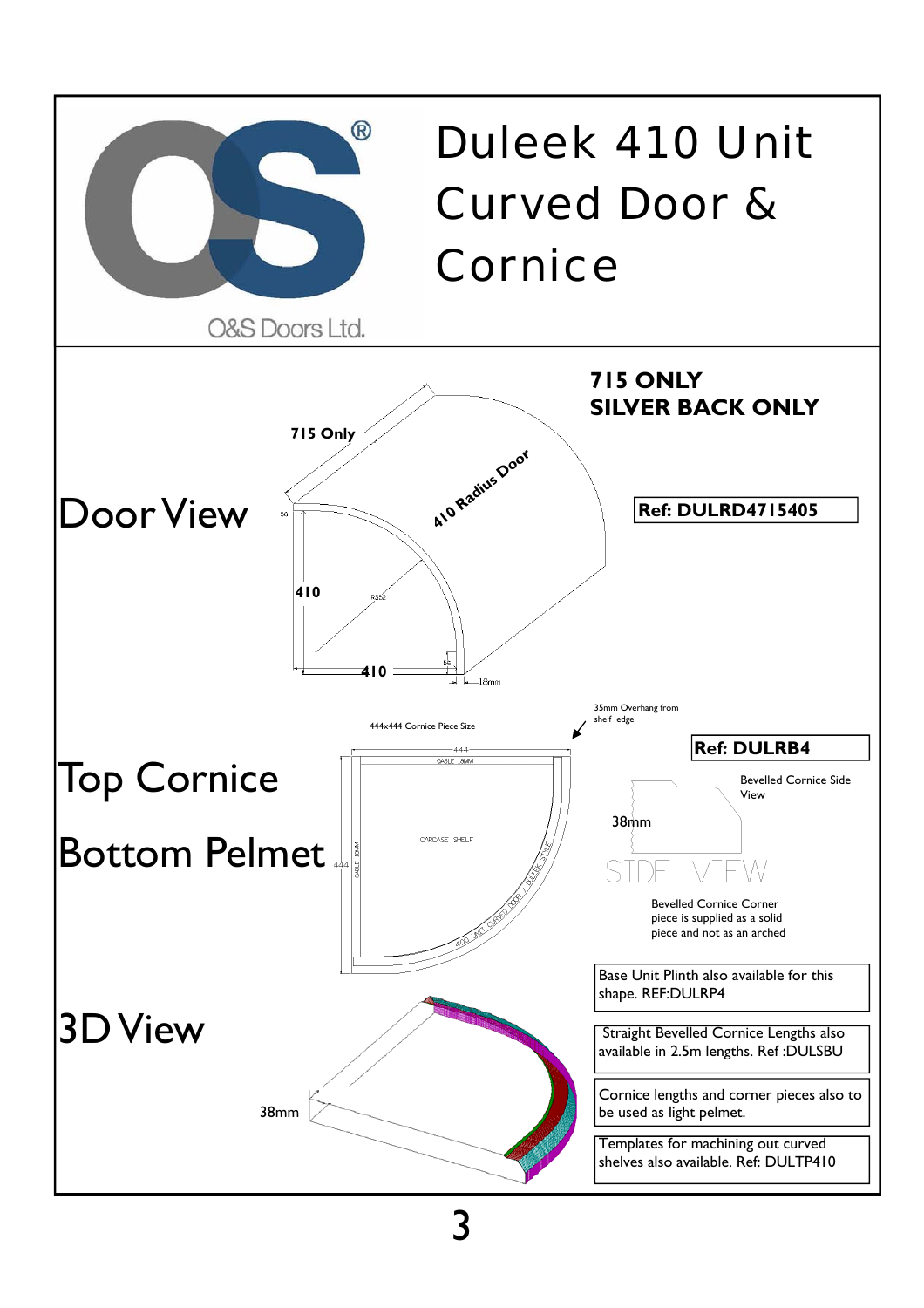O&S Doors Ltd.

# Duleek 410 Unit Curved Door & Cornice

## Door View

**715 ONLY**
**SILVER BACK ONLY**

715 Only

410 Radius Door

410

410

R352

56

18mm

**Ref: DULRD4715405**

## Top Cornice

## Bottom Pelmet

444x444 Cornice Piece Size

444

GABLE 18MM

CARCASE SHELF

400 UNIT CURVED DOOR / DULEEK STYLE

35mm Overhang from shelf edge

**Ref: DULRB4**

Bevelled Cornice Side View

38mm

SIDE VIEW

Bevelled Cornice Corner piece is supplied as a solid piece and not as an arched

Base Unit Plinth also available for this shape. REF:DULRP4

## 3D View

38mm

Straight Bevelled Cornice Lengths also available in 2.5m lengths. Ref :DULSBU

Cornice lengths and corner pieces also to be used as light pelmet.

Templates for machining out curved shelves also available. Ref: DULTP410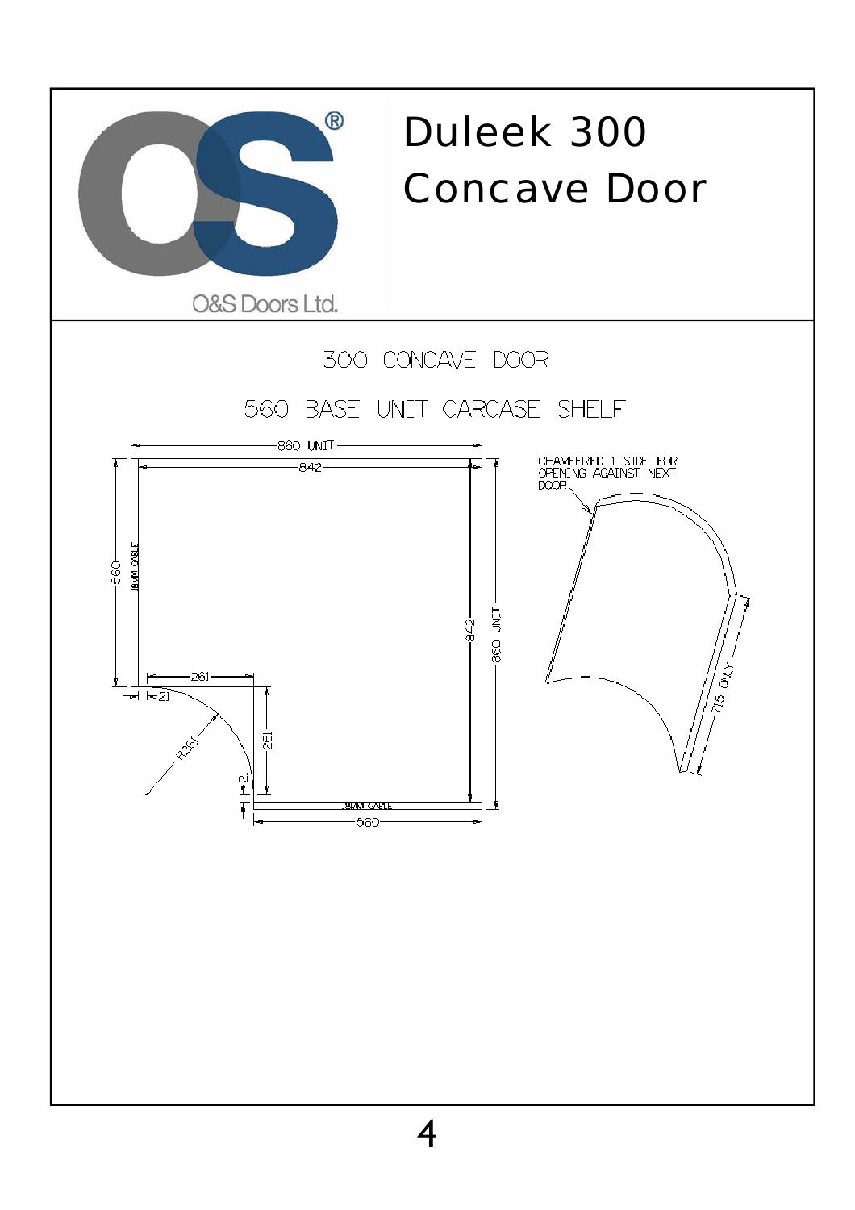# Duleek 300 Concave Door

O&S Doors Ltd.

## 300 CONCAVE DOOR

## 560 BASE UNIT CARCASE SHELF

860 UNIT

842

560

18MM GABLE

261

21

R261

261

21

842

860 UNIT

18MM GABLE

560

CHAMFERED 1 SIDE FOR OPENING AGAINST NEXT DOOR

715 ONLY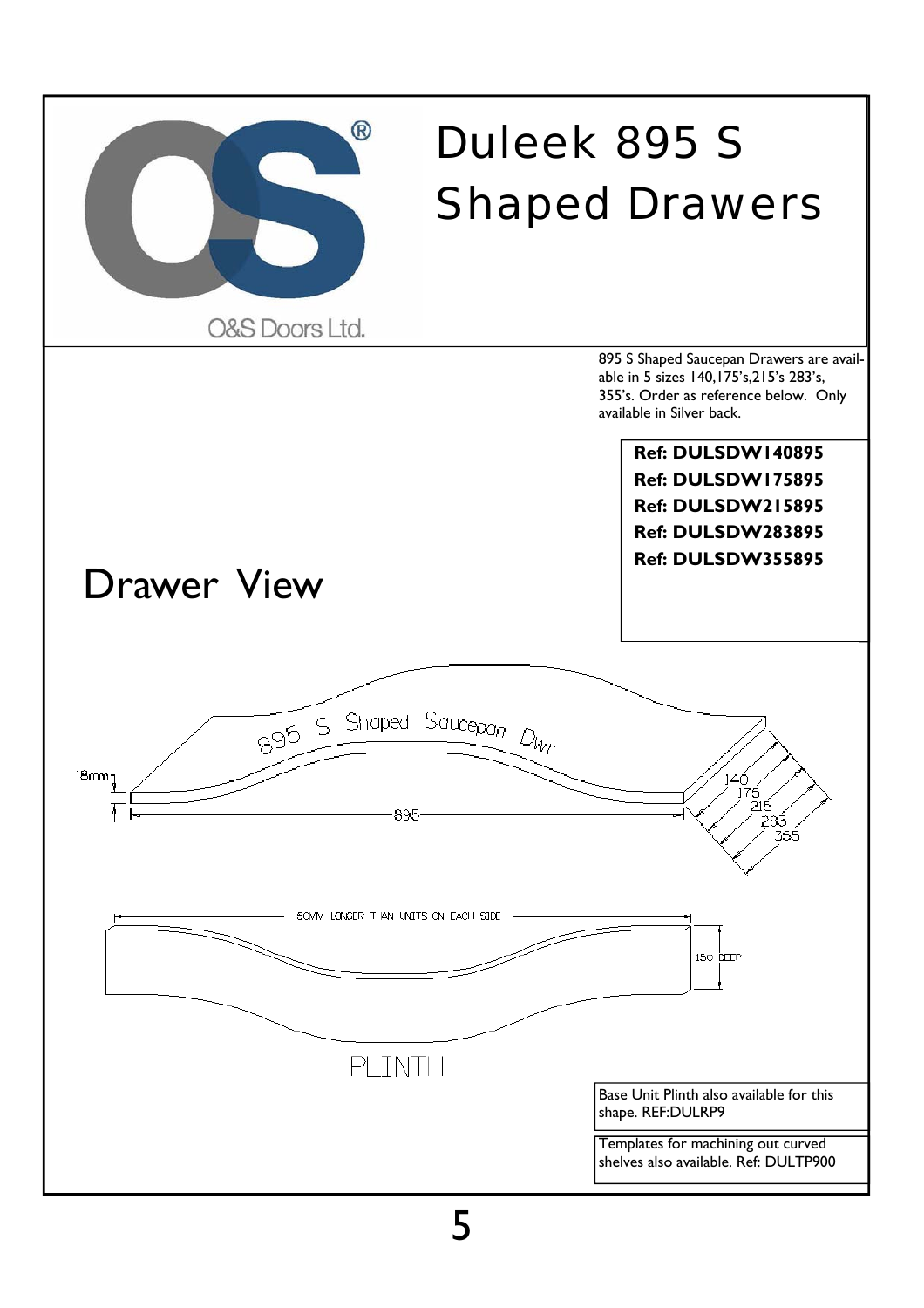# Duleek 895 S Shaped Drawers

895 S Shaped Saucepan Drawers are available in 5 sizes 140,175's,215's 283's, 355's. Order as reference below. Only available in Silver back.

**Ref: DULSDW140895**
**Ref: DULSDW175895**
**Ref: DULSDW215895**
**Ref: DULSDW283895**
**Ref: DULSDW355895**

## Drawer View

895 S Shaped Saucepan Dwr

18mm

895

140
175
215
283
355

50MM LONGER THAN UNITS ON EACH SIDE

150 DEEP

PLINTH

Base Unit Plinth also available for this shape. REF:DULRP9

Templates for machining out curved shelves also available. Ref: DULTP900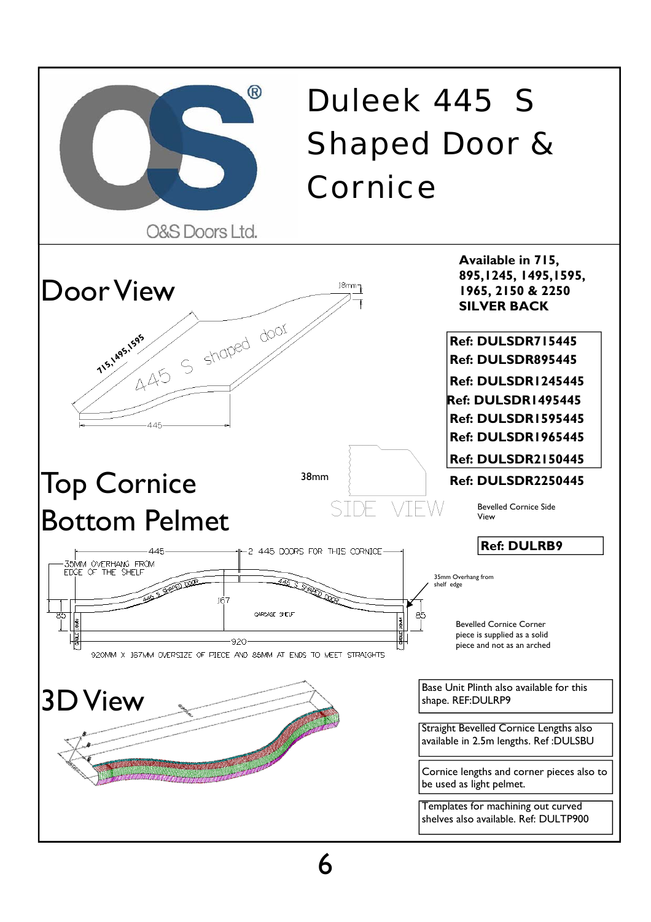# Duleek 445 S Shaped Door & Cornice

O&S Doors Ltd.

## Door View

18mm

715,1495,1595

445 S shaped door

445

**Available in 715, 895,1245, 1495,1595, 1965, 2150 & 2250 SILVER BACK**

**Ref: DULSDR715445**
**Ref: DULSDR895445**
**Ref: DULSDR1245445**
**Ref: DULSDR1495445**
**Ref: DULSDR1595445**
**Ref: DULSDR1965445**
**Ref: DULSDR2150445**
**Ref: DULSDR2250445**

## Top Cornice Bottom Pelmet

38mm

SIDE VIEW

Bevelled Cornice Side View

**Ref: DULRB9**

445 — 2 445 DOORS FOR THIS CORNICE

35MM OVERHANG FROM EDGE OF THE SHELF

445 S SHAPED DOOR

445 S SHAPED DOOR

167

85

CARCASE SHELF

85

920

920MM X 167MM OVERSIZE OF PIECE AND 86MM AT ENDS TO MEET STRAIGHTS

35mm Overhang from shelf edge

Bevelled Cornice Corner piece is supplied as a solid piece and not as an arched

## 3D View

Base Unit Plinth also available for this shape. REF:DULRP9

Straight Bevelled Cornice Lengths also available in 2.5m lengths. Ref :DULSBU

Cornice lengths and corner pieces also to be used as light pelmet.

Templates for machining out curved shelves also available. Ref: DULTP900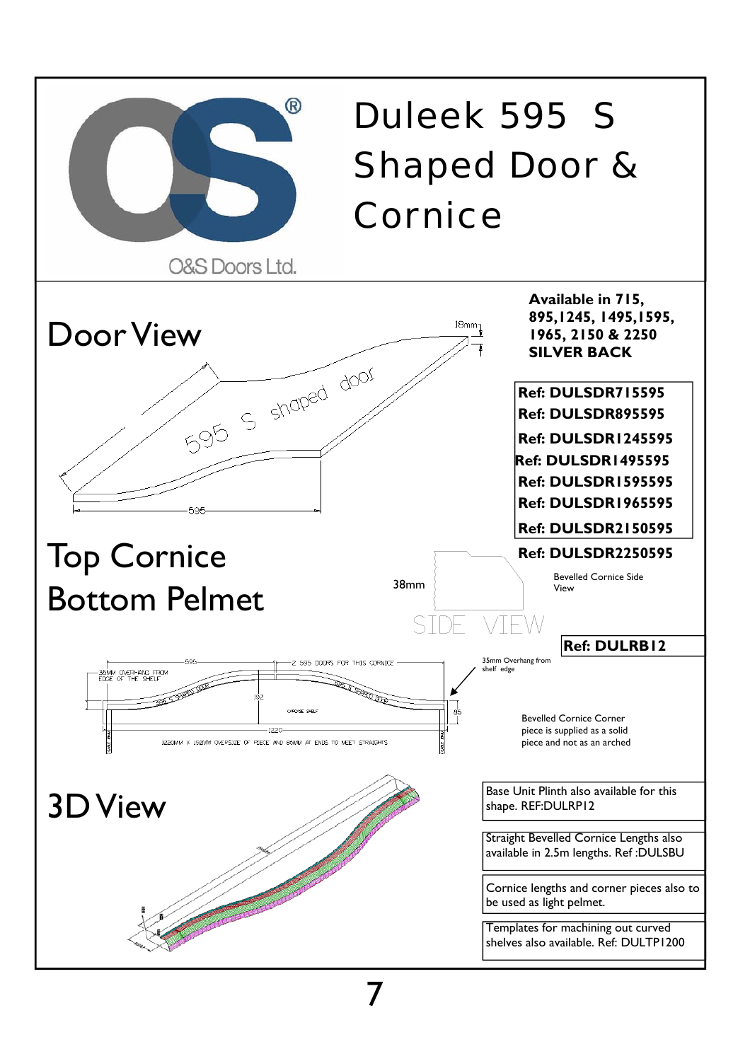O&S Doors Ltd.

# Duleek 595 S Shaped Door & Cornice

## Door View

595 S shaped door

18mm

595

**Available in 715, 895,1245, 1495,1595, 1965, 2150 & 2250 SILVER BACK**

**Ref: DULSDR715595**
**Ref: DULSDR895595**
**Ref: DULSDR1245595**
**Ref: DULSDR1495595**
**Ref: DULSDR1595595**
**Ref: DULSDR1965595**
**Ref: DULSDR2150595**
**Ref: DULSDR2250595**

## Top Cornice Bottom Pelmet

38mm

SIDE VIEW

Bevelled Cornice Side View

**Ref: DULRB12**

35mm Overhang from shelf edge

Bevelled Cornice Corner piece is supplied as a solid piece and not as an arched

595

2 595 DOORS FOR THIS CORNICE

35MM OVERHANG FROM EDGE OF THE SHELF

595 S SHAPED DOOR

192

95

1220

1220MM X 192MM OVERSIZE OF PIECE AND 85MM AT ENDS TO MEET STRAIGHTS

## 3D View

Base Unit Plinth also available for this shape. REF:DULRP12

Straight Bevelled Cornice Lengths also available in 2.5m lengths. Ref :DULSBU

Cornice lengths and corner pieces also to be used as light pelmet.

Templates for machining out curved shelves also available. Ref: DULTP1200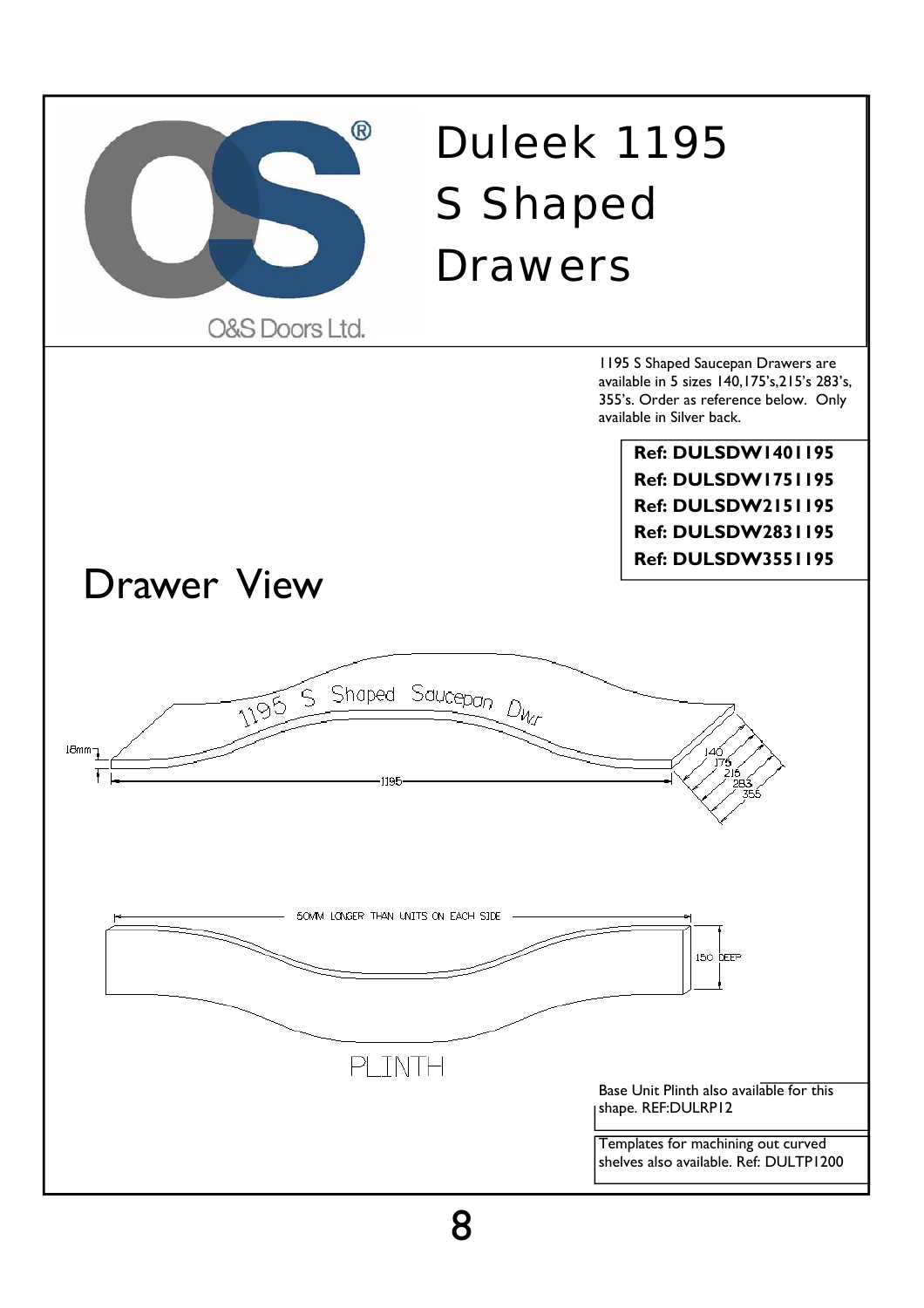# Duleek 1195 S Shaped Drawers

O&S Doors Ltd.

1195 S Shaped Saucepan Drawers are available in 5 sizes 140,175's,215's 283's, 355's. Order as reference below. Only available in Silver back.

**Ref: DULSDW1401195**
**Ref: DULSDW1751195**
**Ref: DULSDW2151195**
**Ref: DULSDW2831195**
**Ref: DULSDW3551195**

## Drawer View

1195 S Shaped Saucepan Dwr

18mm

1195

140
175
215
283
355

50MM LONGER THAN UNITS ON EACH SIDE

150 DEEP

PLINTH

Base Unit Plinth also available for this shape. REF:DULRP12

Templates for machining out curved shelves also available. Ref: DULTP1200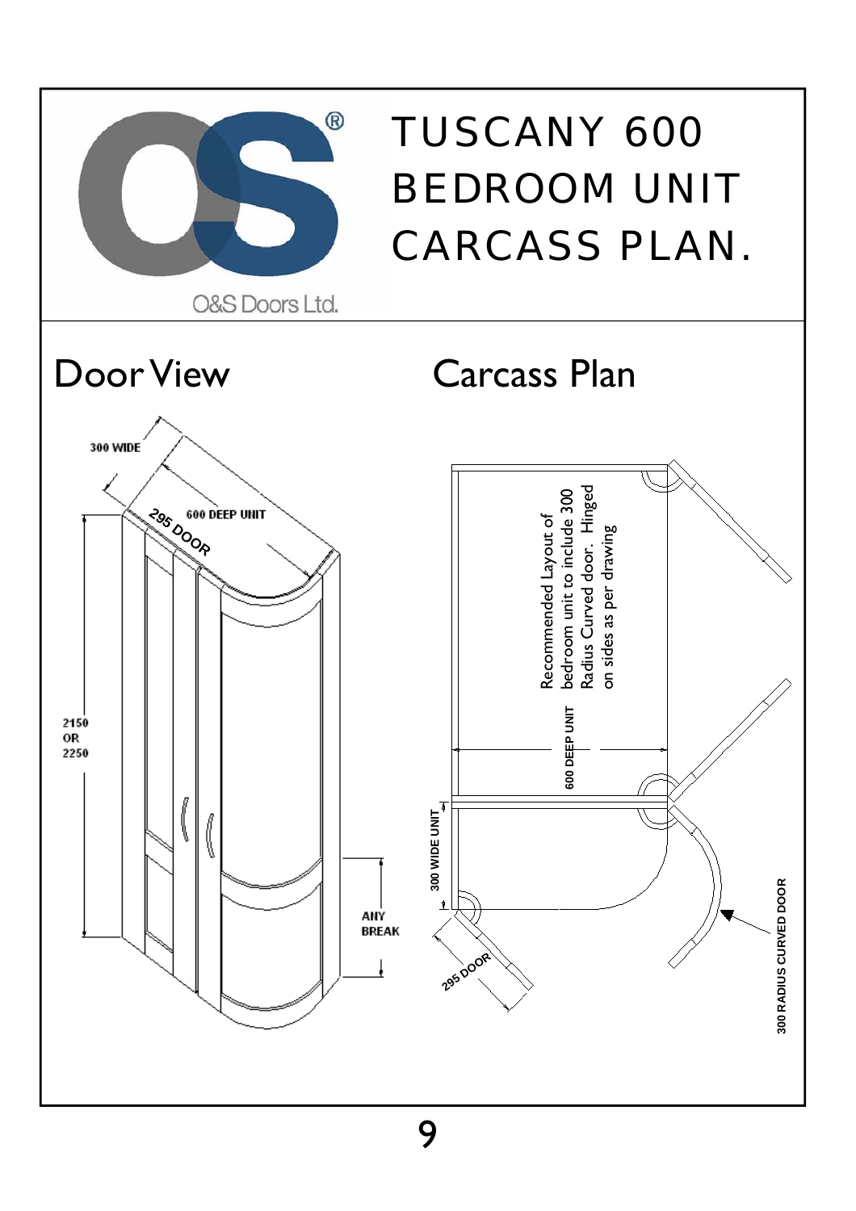# TUSCANY 600 BEDROOM UNIT CARCASS PLAN.

O&S Doors Ltd.

## Door View

300 WIDE

600 DEEP UNIT

295 DOOR

2150 OR 2250

ANY BREAK

## Carcass Plan

Recommended Layout of bedroom unit to include 300 Radius Curved door. Hinged on sides as per drawing

600 DEEP UNIT

300 WIDE UNIT

295 DOOR

300 RADIUS CURVED DOOR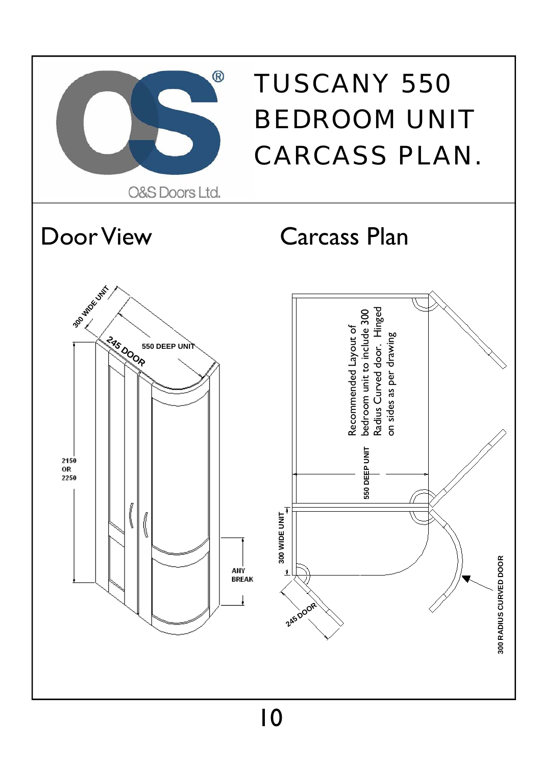O&S Doors Ltd.

# TUSCANY 550 BEDROOM UNIT CARCASS PLAN.

## Door View

300 WIDE UNIT

245 DOOR

550 DEEP UNIT

2150 OR 2250

ANY BREAK

## Carcass Plan

Recommended Layout of bedroom unit to include 300 Radius Curved door. Hinged on sides as per drawing

550 DEEP UNIT

300 WIDE UNIT

245 DOOR

300 RADIUS CURVED DOOR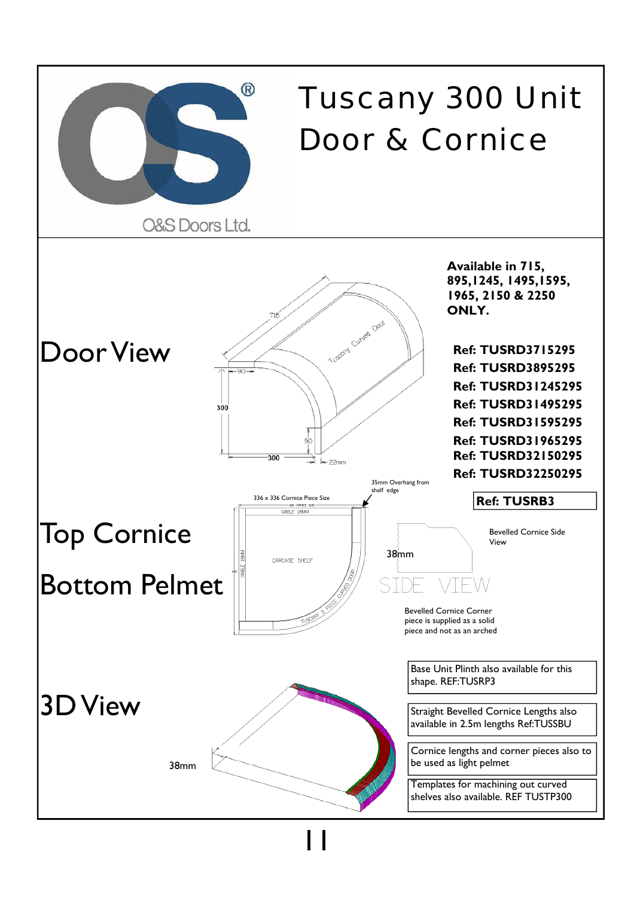O&S Doors Ltd.

# Tuscany 300 Unit Door & Cornice

## Door View

715

90

300

90

300

22mm

Tuscany Curved Door

**Available in 715, 895,1245, 1495,1595, 1965, 2150 & 2250 ONLY.**

**Ref: TUSRD3715295**
**Ref: TUSRD3895295**
**Ref: TUSRD31245295**
**Ref: TUSRD31495295**
**Ref: TUSRD31595295**
**Ref: TUSRD31965295**
**Ref: TUSRD32150295**
**Ref: TUSRD32250295**

## Top Cornice

## Bottom Pelmet

336 x 336 Cornice Piece Size

35mm Overhang from shelf edge

GABLE 18MM

CARCASE SHELF

TUSCANY 5 PIECE CURVED DOOR

**Ref: TUSRB3**

Bevelled Cornice Side View

38mm

SIDE VIEW

Bevelled Cornice Corner piece is supplied as a solid piece and not as an arched

## 3D View

38mm

Base Unit Plinth also available for this shape. REF:TUSRP3

Straight Bevelled Cornice Lengths also available in 2.5m lengths Ref:TUSSBU

Cornice lengths and corner pieces also to be used as light pelmet

Templates for machining out curved shelves also available. REF TUSTP300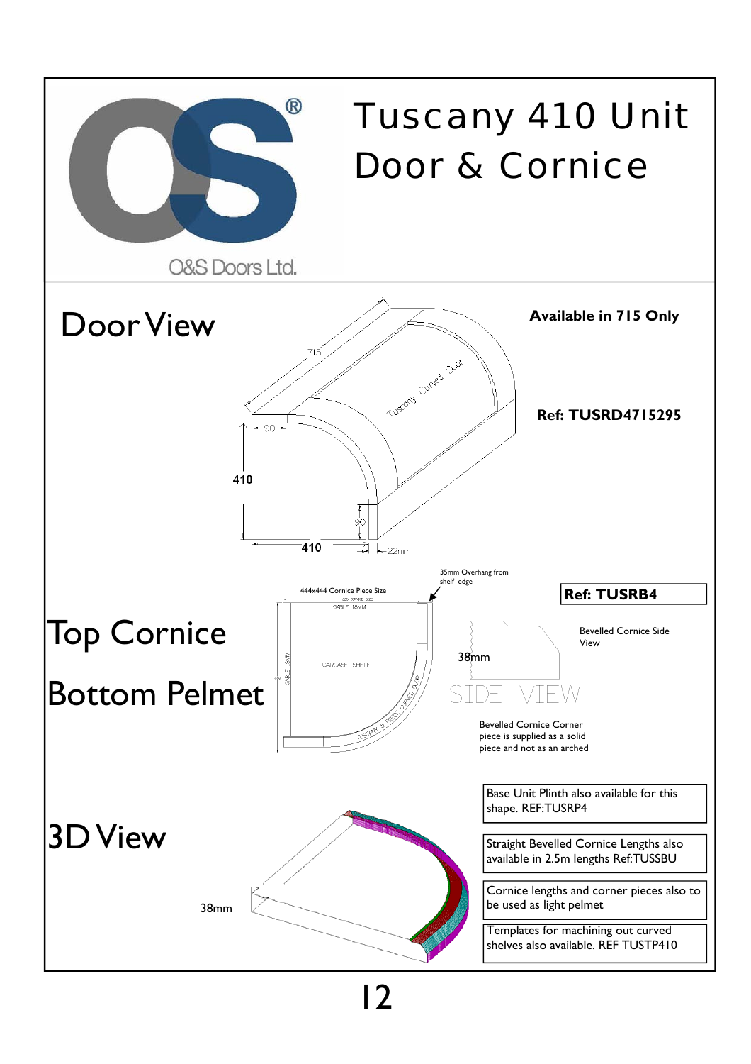O&S Doors Ltd.

# Tuscany 410 Unit Door & Cornice

## Door View

**Available in 715 Only**

**Ref: TUSRD4715295**

715

Tuscany Curved Door

90

410

90

410

22mm

## Top Cornice

## Bottom Pelmet

444x444 Cornice Piece Size

35mm Overhang from shelf edge

GABLE 18MM

CARCASE SHELF

TUSCANY 5 PIECE CURVED DOOR

**Ref: TUSRB4**

Bevelled Cornice Side View

38mm

SIDE VIEW

Bevelled Cornice Corner piece is supplied as a solid piece and not as an arched

## 3D View

38mm

Base Unit Plinth also available for this shape. REF:TUSRP4

Straight Bevelled Cornice Lengths also available in 2.5m lengths Ref:TUSSBU

Cornice lengths and corner pieces also to be used as light pelmet

Templates for machining out curved shelves also available. REF TUSTP410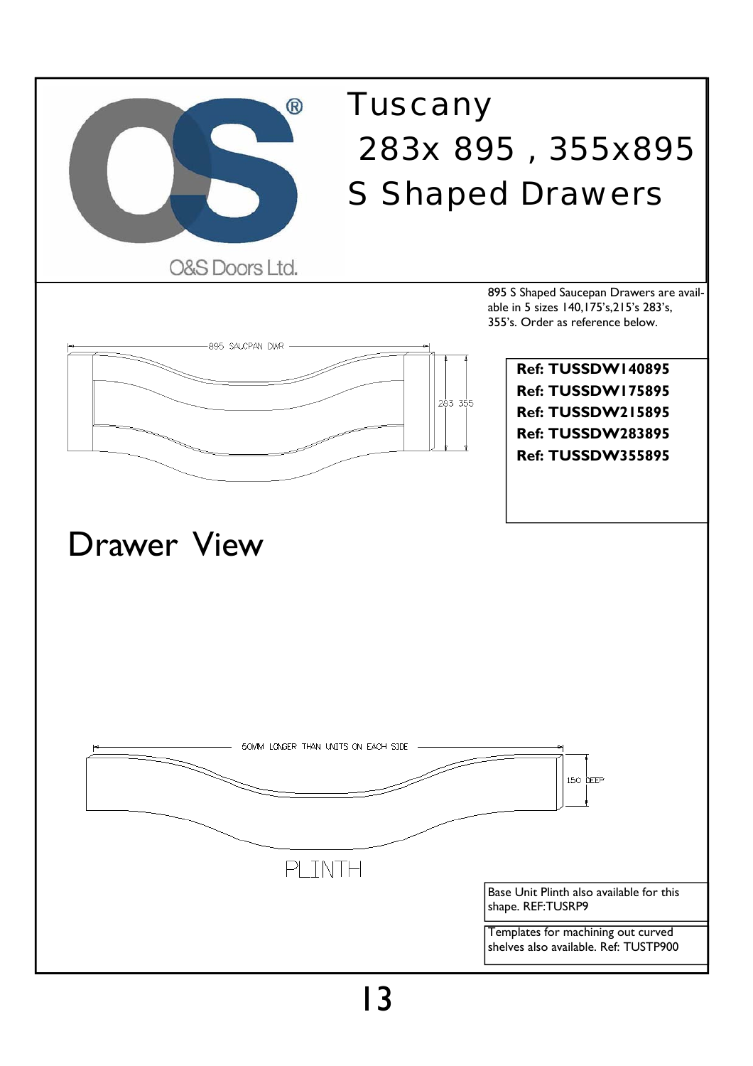O&S Doors Ltd.

# Tuscany
# 283x 895 , 355x895
# S Shaped Drawers

895 S Shaped Saucepan Drawers are available in 5 sizes 140,175's,215's 283's, 355's. Order as reference below.

895 SAUCPAN DWR

283 355

**Ref: TUSSDW140895**
**Ref: TUSSDW175895**
**Ref: TUSSDW215895**
**Ref: TUSSDW283895**
**Ref: TUSSDW355895**

## Drawer View

50MM LONGER THAN UNITS ON EACH SIDE

150 DEEP

PLINTH

Base Unit Plinth also available for this shape. REF:TUSRP9

Templates for machining out curved shelves also available. Ref: TUSTP900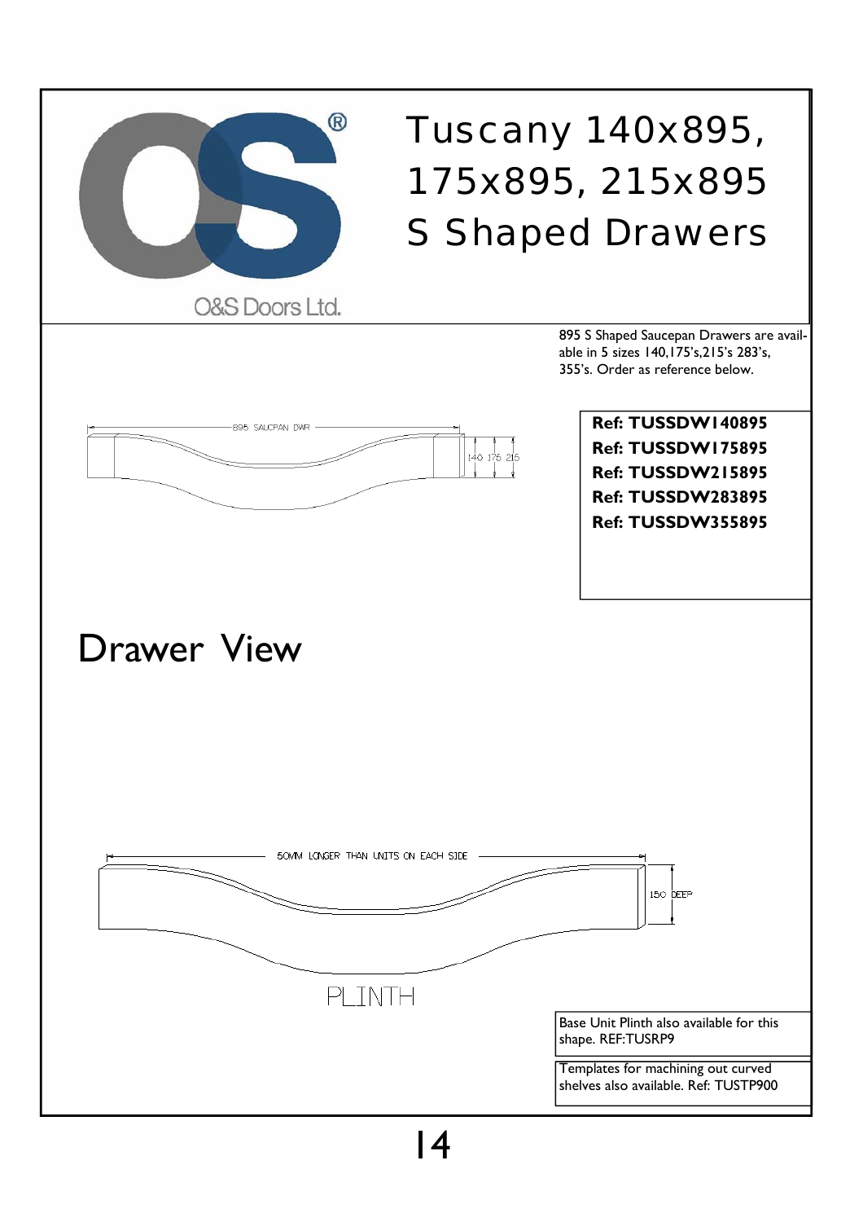O&S Doors Ltd.

# Tuscany 140x895, 175x895, 215x895 S Shaped Drawers

895 S Shaped Saucepan Drawers are available in 5 sizes 140,175's,215's 283's, 355's. Order as reference below.

895 SAUCPAN DWR

140 175 215

**Ref: TUSSDW140895**
**Ref: TUSSDW175895**
**Ref: TUSSDW215895**
**Ref: TUSSDW283895**
**Ref: TUSSDW355895**

## Drawer View

50MM LONGER THAN UNITS ON EACH SIDE

150 DEEP

PLINTH

Base Unit Plinth also available for this shape. REF:TUSRP9

Templates for machining out curved shelves also available. Ref: TUSTP900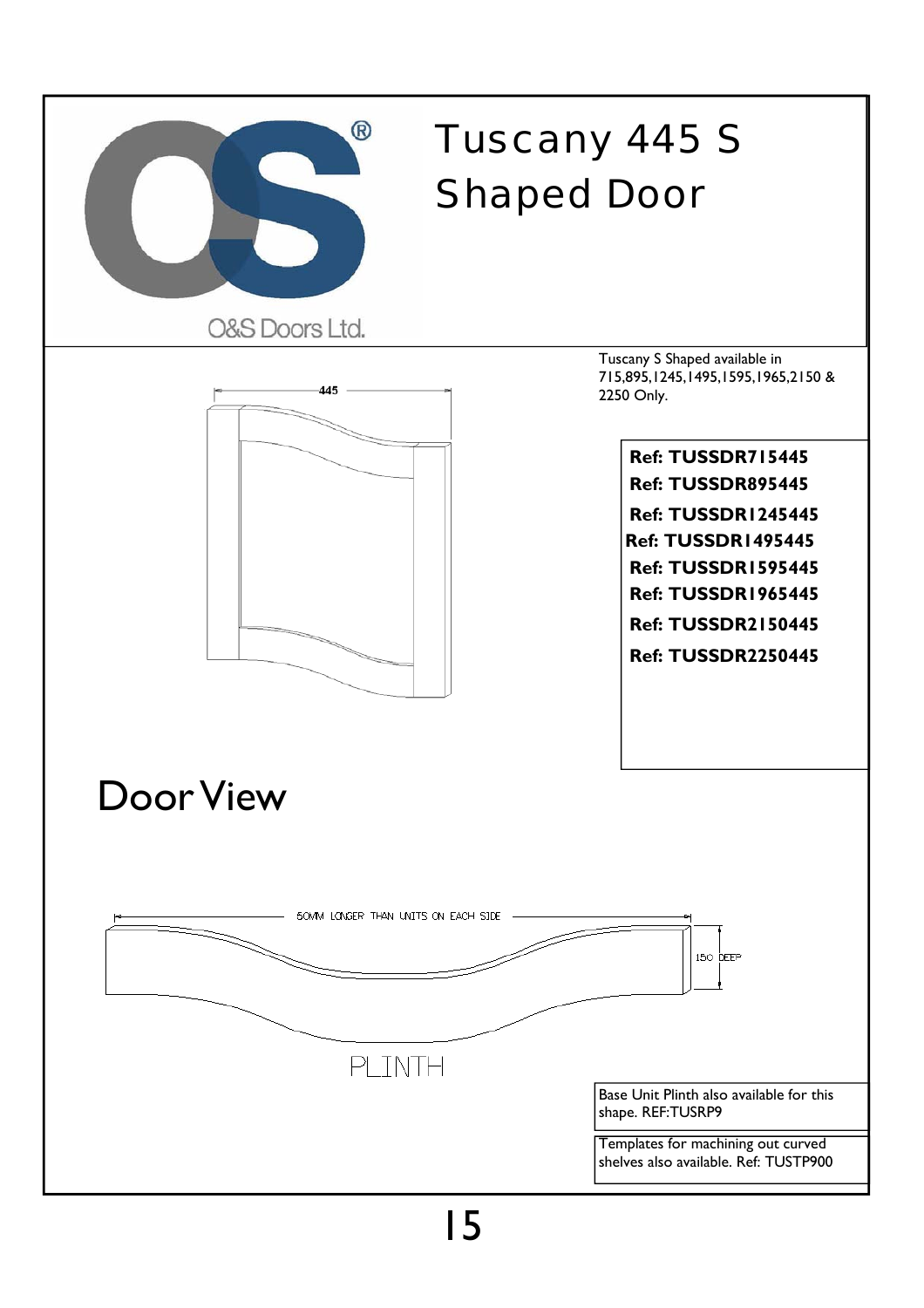# Tuscany 445 S Shaped Door

O&S Doors Ltd.

Tuscany S Shaped available in 715,895,1245,1495,1595,1965,2150 & 2250 Only.

445

**Ref: TUSSDR715445**
**Ref: TUSSDR895445**
**Ref: TUSSDR1245445**
**Ref: TUSSDR1495445**
**Ref: TUSSDR1595445**
**Ref: TUSSDR1965445**
**Ref: TUSSDR2150445**
**Ref: TUSSDR2250445**

## Door View

50MM LONGER THAN UNITS ON EACH SIDE

150 DEEP

PLINTH

Base Unit Plinth also available for this shape. REF:TUSRP9

Templates for machining out curved shelves also available. Ref: TUSTP900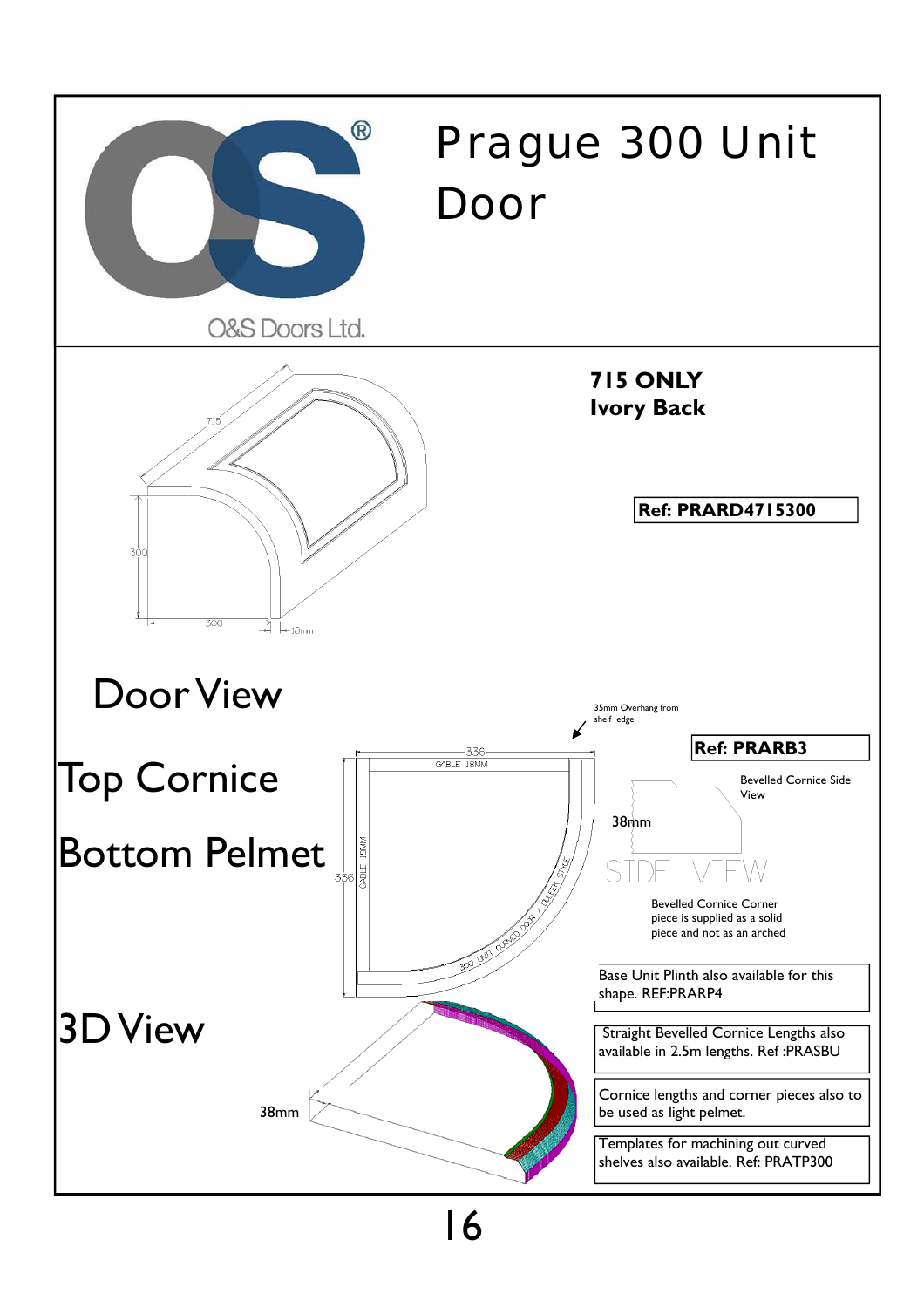# Prague 300 Unit Door

O&S Doors Ltd.

**715 ONLY**
**Ivory Back**

**Ref: PRARD4715300**

715

300

300

18mm

## Door View

35mm Overhang from shelf edge

## Top Cornice

## Bottom Pelmet

336

GABLE 18MM

336

GABLE 18MM

300 UNIT CURVED DOOR / BEEK STYLE

**Ref: PRARB3**

Bevelled Cornice Side View

38mm

SIDE VIEW

Bevelled Cornice Corner piece is supplied as a solid piece and not as an arched

## 3D View

38mm

Base Unit Plinth also available for this shape. REF:PRARP4

Straight Bevelled Cornice Lengths also available in 2.5m lengths. Ref :PRASBU

Cornice lengths and corner pieces also to be used as light pelmet.

Templates for machining out curved shelves also available. Ref: PRATP300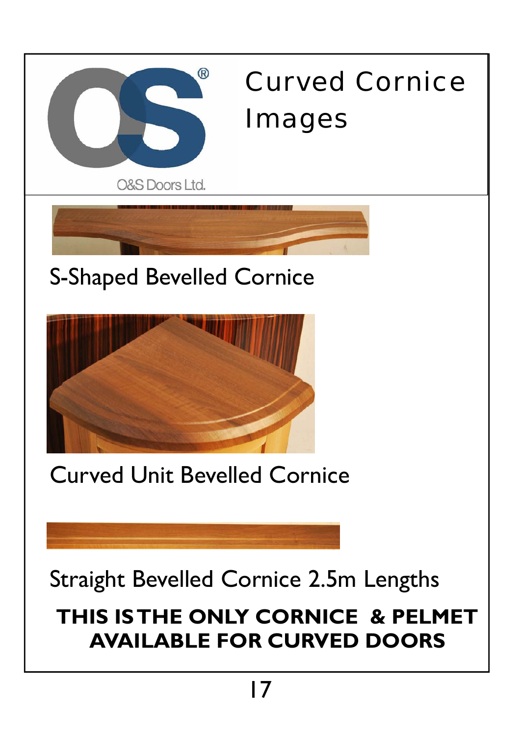O&S Doors Ltd.

# Curved Cornice Images

S-Shaped Bevelled Cornice

Curved Unit Bevelled Cornice

Straight Bevelled Cornice 2.5m Lengths

**THIS IS THE ONLY CORNICE & PELMET AVAILABLE FOR CURVED DOORS**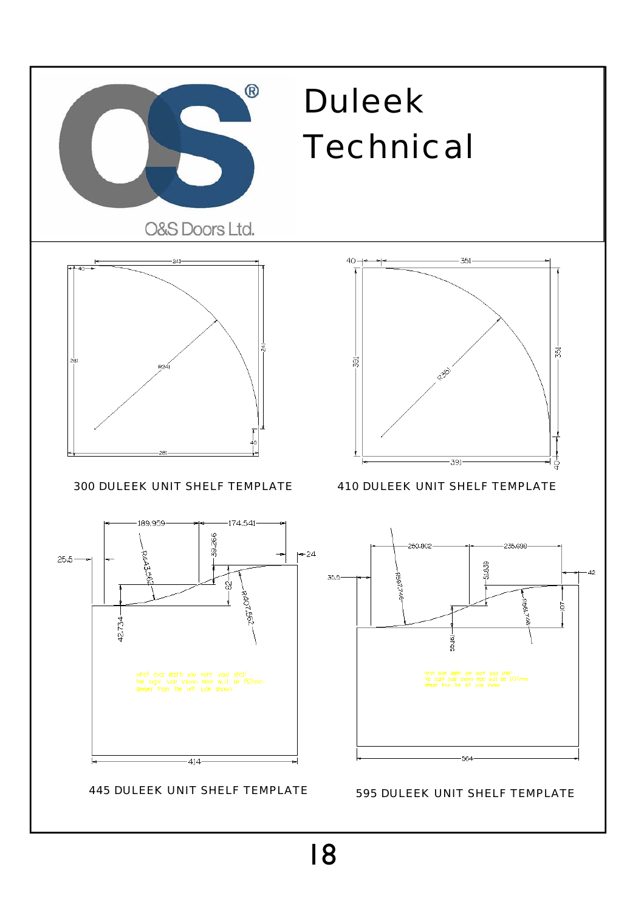O&S Doors Ltd.

# Duleek Technical

241

40

281

R241

241

40

281

300 DULEEK UNIT SHELF TEMPLATE

40

351

391

R351

351

391

40

410 DULEEK UNIT SHELF TEMPLATE

189.959

174.541

25.5

R443.562

39.266

24

82

R407.562

42.734

what ever depth you want your shelf the right side shown here will be 82mm deeper than the left side shown

414

445 DULEEK UNIT SHELF TEMPLATE

260.802

235.698

35.5

R597.746

51.539

42

R561.746

107

55.461

what ever depth you want your shelf the right side shown here will be 107mm deeper than the left side shown

564

595 DULEEK UNIT SHELF TEMPLATE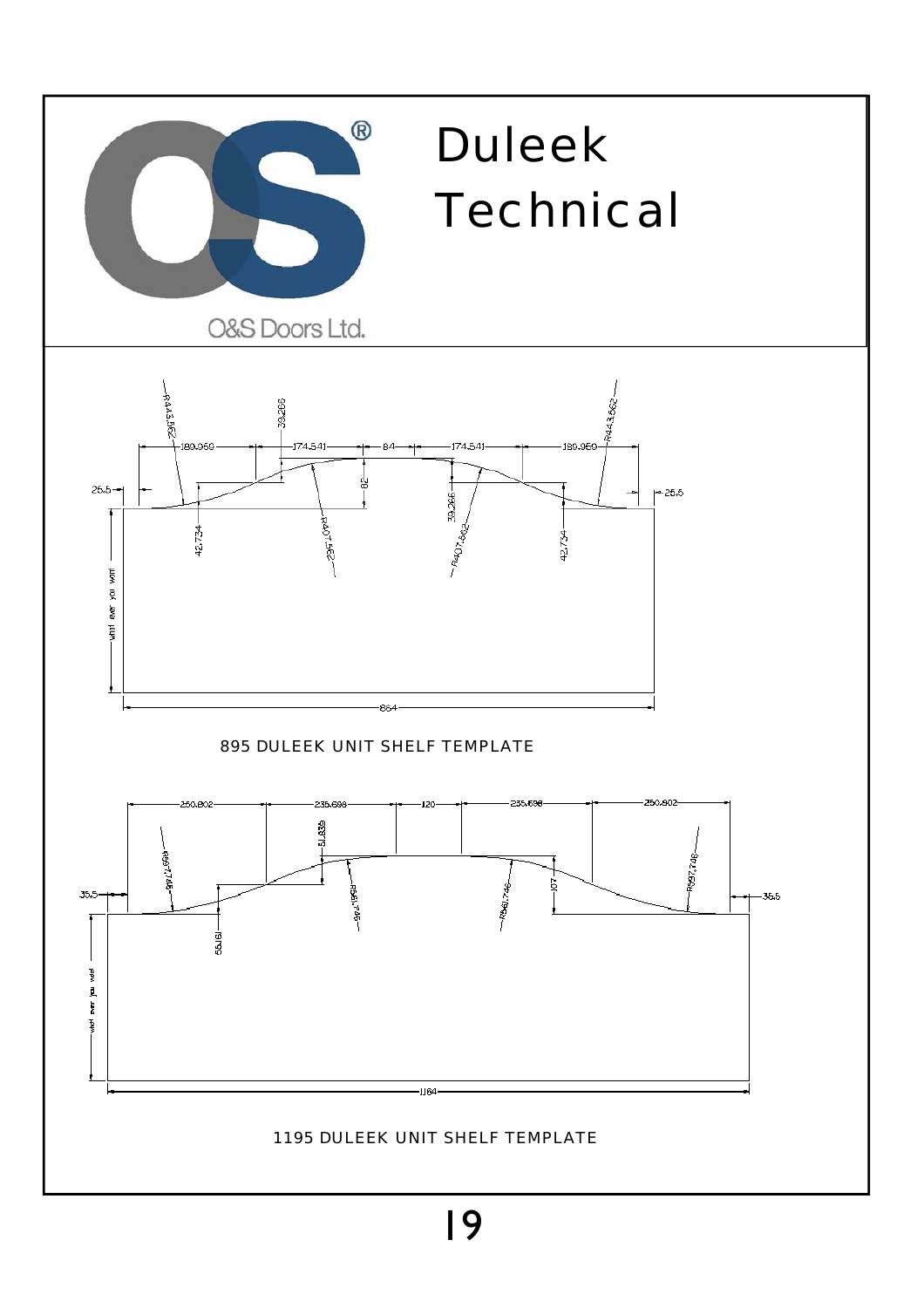# Duleek Technical

O&S Doors Ltd.

895 DULEEK UNIT SHELF TEMPLATE

1195 DULEEK UNIT SHELF TEMPLATE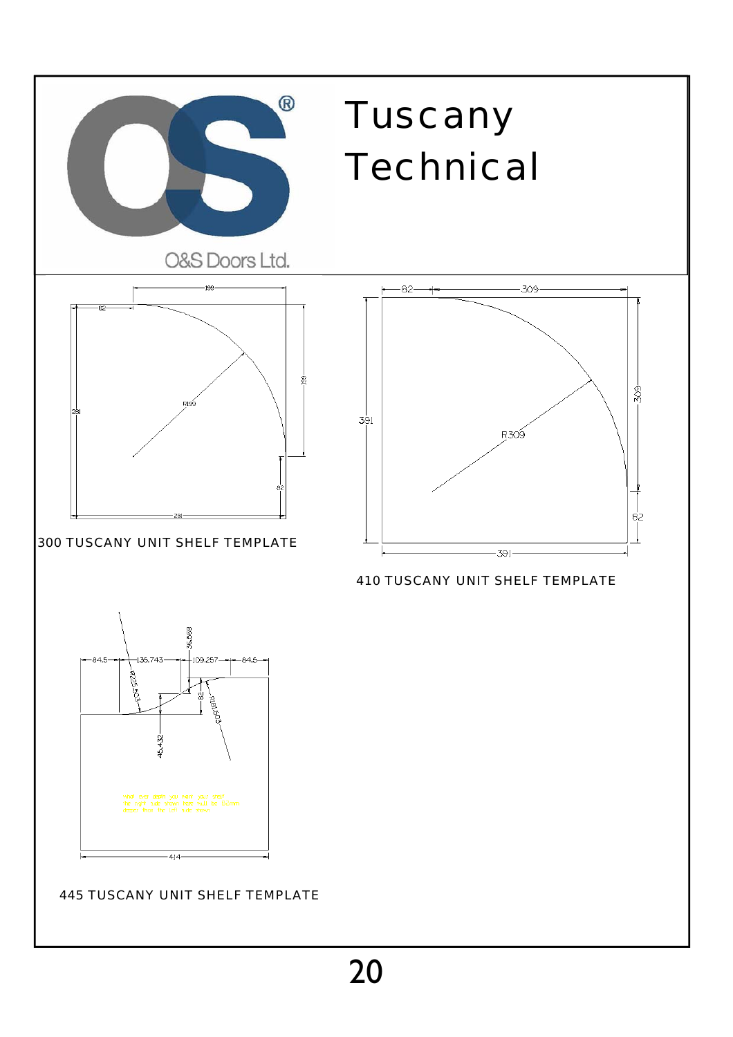O&S Doors Ltd.

# Tuscany Technical

199

82

281

R199

199

82

281

300 TUSCANY UNIT SHELF TEMPLATE

82

309

391

R309

309

82

391

410 TUSCANY UNIT SHELF TEMPLATE

84.5

135.743

109.257

84.5

36.568

R225.503

82

R195.503

45.432

414

445 TUSCANY UNIT SHELF TEMPLATE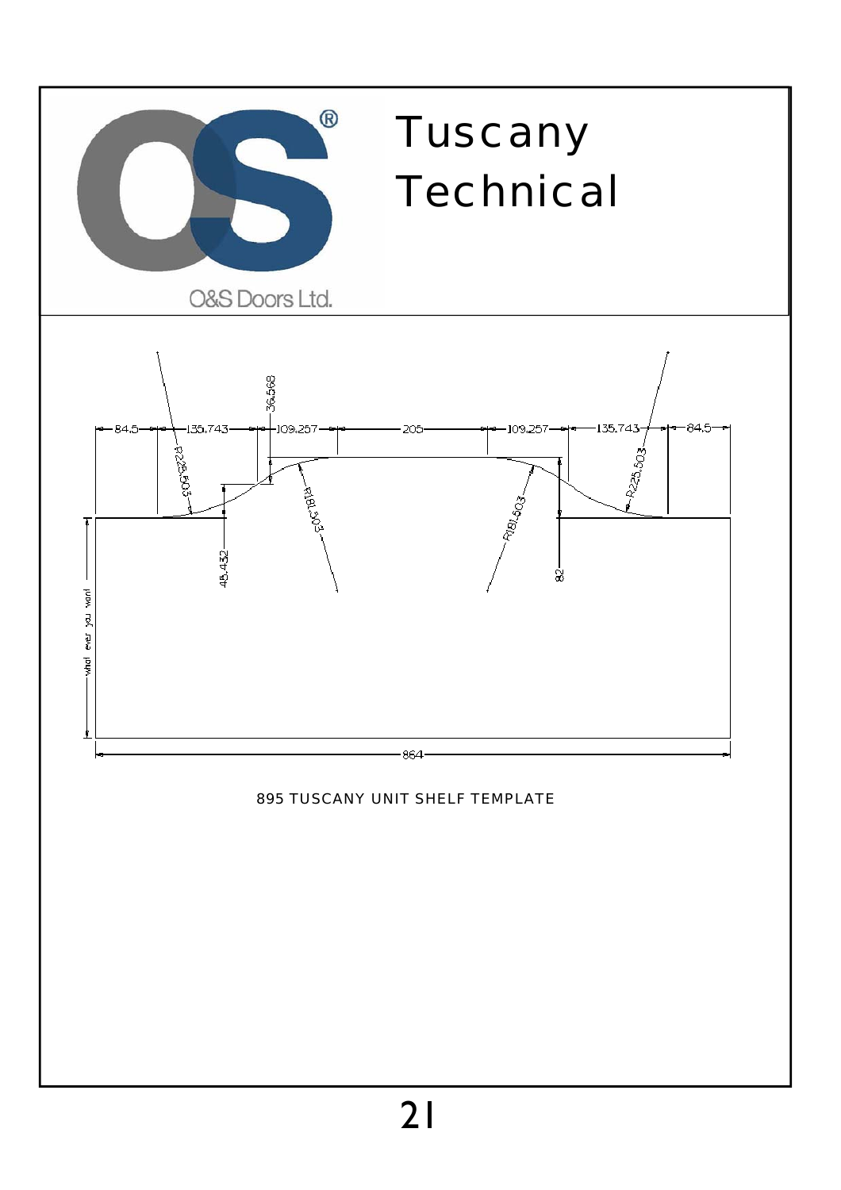# Tuscany Technical

O&S Doors Ltd.

84.5
135.743
109.257
205
109.257
135.743
84.5
36.568
R225.503
R181.503
R181.503
R225.503
45.432
82
what ever you want
864

895 TUSCANY UNIT SHELF TEMPLATE